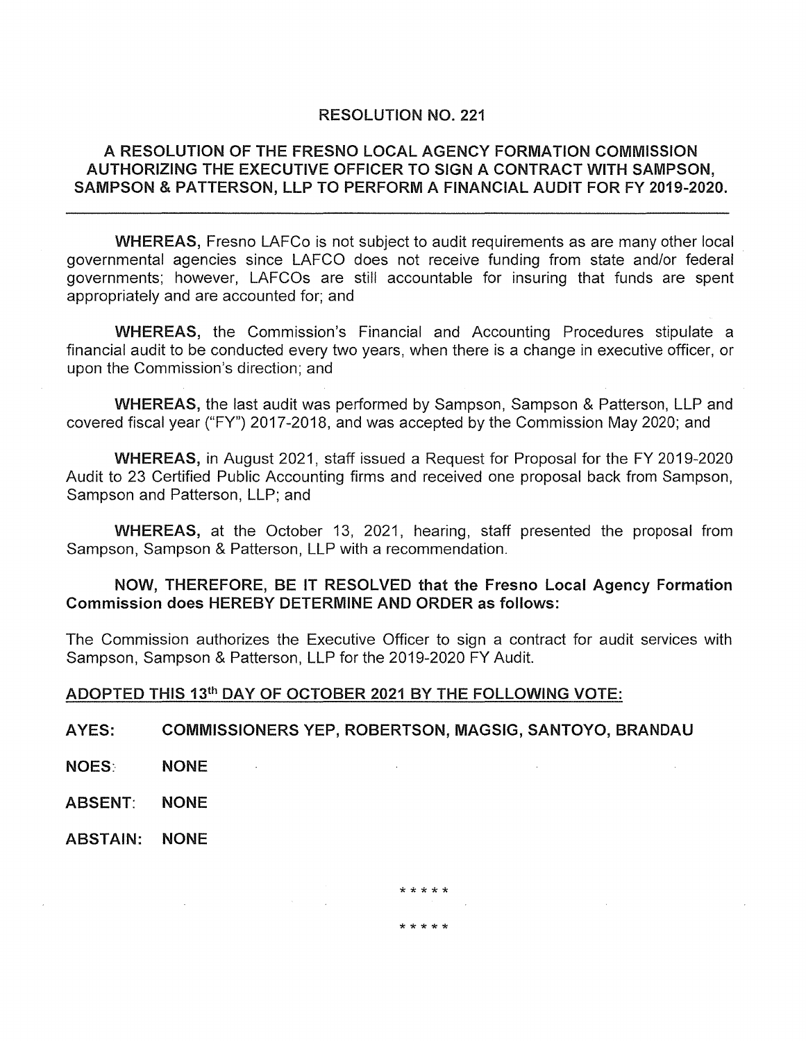# RESOLUTION NO. 221

## A RESOLUTION OF THE FRESNO LOCAL AGENCY FORMATION COMMISSION AUTHORIZING THE EXECUTIVE OFFICER TO SIGN A CONTRACT WITH SAMPSON, SAMPSON & PATTERSON, LLP TO PERFORM A FINANCIAL AUDIT FOR FY 2019-2020.

---

**WHEREAS,** Fresno LAFCo is not subject to audit requirements as are many other local governmental agencies since LAFCO does not receive funding from state and/or federal governments; however, LAFCOs are still accountable for insuring that funds are spent appropriately and are accounted for; and

**WHEREAS,** the Commission's Financial and Accounting Procedures stipulate a financial audit to be conducted every two years, when there is a change in executive officer, or upon the Commission's direction; and

**WHEREAS,** the last audit was performed by Sampson, Sampson & Patterson, LLP and covered fiscal year ("FY") 2017-2018, and was accepted by the Commission May 2020; and

**WHEREAS,** in August 2021, staff issued a Request for Proposal for the FY 2019-2020 Audit to 23 Certified Public Accounting firms and received one proposal back from Sampson, Sampson and Patterson, LLP; and

**WHEREAS,** at the October 13, 2021, hearing, staff presented the proposal from Sampson, Sampson & Patterson, LLP with a recommendation.

**NOW, THEREFORE, BE IT RESOLVED that the Fresno Local Agency Formation Commission does HEREBY DETERMINE AND ORDER as follows:**

The Commission authorizes the Executive Officer to sign a contract for audit services with Sampson, Sampson & Patterson, LLP for the 2019-2020 FY Audit.

**ADOPTED THIS 13th DAY OF OCTOBER 2021 BY THE FOLLOWING VOTE:**

**AYES:** **COMMISSIONERS YEP, ROBERTSON, MAGSIG, SANTOYO, BRANDAU**

**NOES:** **NONE**

**ABSENT:** **NONE**

**ABSTAIN:** **NONE**

*****

*****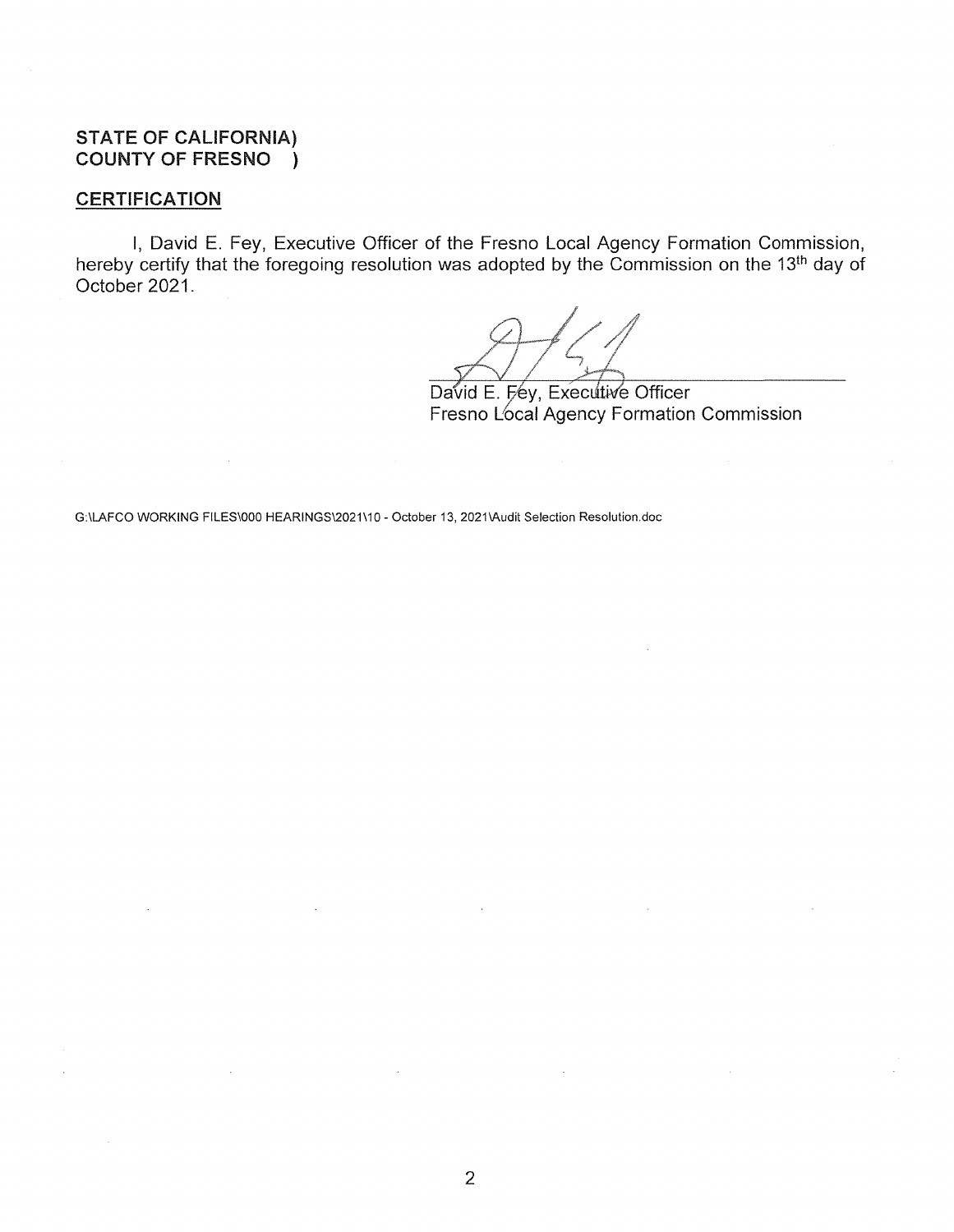**STATE OF CALIFORNIA)**
**COUNTY OF FRESNO )**

**CERTIFICATION**

I, David E. Fey, Executive Officer of the Fresno Local Agency Formation Commission, hereby certify that the foregoing resolution was adopted by the Commission on the 13th day of October 2021.

David E. Fey, Executive Officer
Fresno Local Agency Formation Commission

G:\LAFCO WORKING FILES\000 HEARINGS\2021\10 - October 13, 2021\Audit Selection Resolution.doc